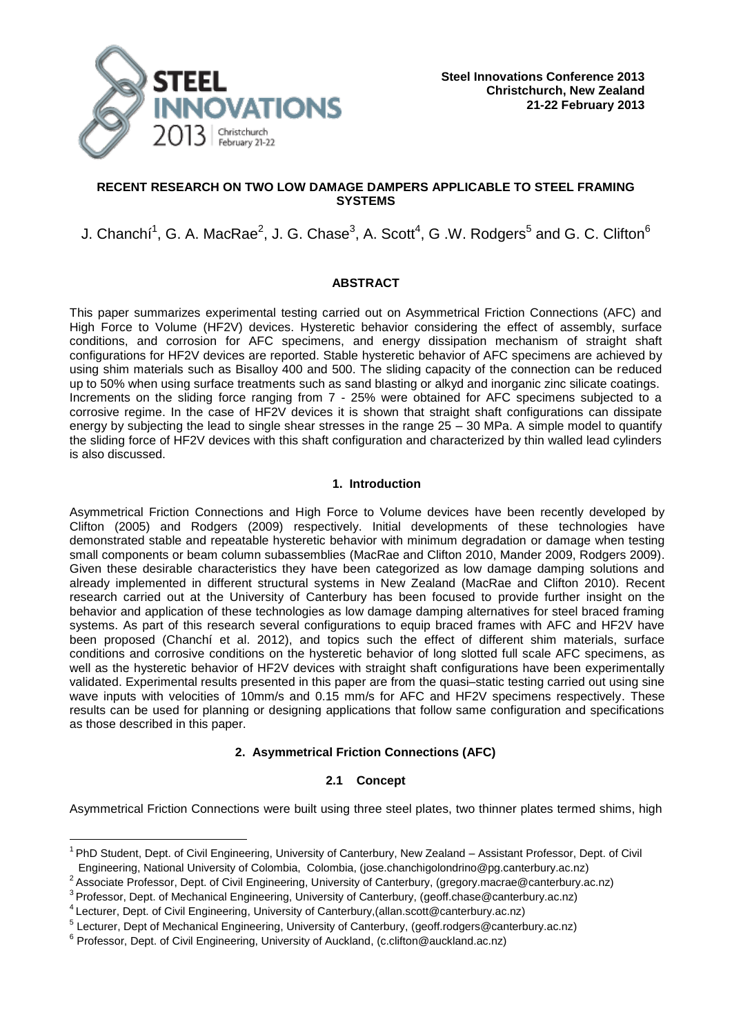Steel Innovations Conference 2013
Christchurch, New Zealand
21-22 February 2013

# RECENT RESEARCH ON TWO LOW DAMAGE DAMPERS APPLICABLE TO STEEL FRAMING SYSTEMS

J. Chanchí[1], G. A. MacRae[2], J. G. Chase[3], A. Scott[4], G .W. Rodgers[5] and G. C. Clifton[6]

## ABSTRACT

This paper summarizes experimental testing carried out on Asymmetrical Friction Connections (AFC) and High Force to Volume (HF2V) devices. Hysteretic behavior considering the effect of assembly, surface conditions, and corrosion for AFC specimens, and energy dissipation mechanism of straight shaft configurations for HF2V devices are reported. Stable hysteretic behavior of AFC specimens are achieved by using shim materials such as Bisalloy 400 and 500. The sliding capacity of the connection can be reduced up to 50% when using surface treatments such as sand blasting or alkyd and inorganic zinc silicate coatings. Increments on the sliding force ranging from 7 - 25% were obtained for AFC specimens subjected to a corrosive regime. In the case of HF2V devices it is shown that straight shaft configurations can dissipate energy by subjecting the lead to single shear stresses in the range 25 – 30 MPa. A simple model to quantify the sliding force of HF2V devices with this shaft configuration and characterized by thin walled lead cylinders is also discussed.

## 1. Introduction

Asymmetrical Friction Connections and High Force to Volume devices have been recently developed by Clifton (2005) and Rodgers (2009) respectively. Initial developments of these technologies have demonstrated stable and repeatable hysteretic behavior with minimum degradation or damage when testing small components or beam column subassemblies (MacRae and Clifton 2010, Mander 2009, Rodgers 2009). Given these desirable characteristics they have been categorized as low damage damping solutions and already implemented in different structural systems in New Zealand (MacRae and Clifton 2010). Recent research carried out at the University of Canterbury has been focused to provide further insight on the behavior and application of these technologies as low damage damping alternatives for steel braced framing systems. As part of this research several configurations to equip braced frames with AFC and HF2V have been proposed (Chanchí et al. 2012), and topics such the effect of different shim materials, surface conditions and corrosive conditions on the hysteretic behavior of long slotted full scale AFC specimens, as well as the hysteretic behavior of HF2V devices with straight shaft configurations have been experimentally validated. Experimental results presented in this paper are from the quasi–static testing carried out using sine wave inputs with velocities of 10mm/s and 0.15 mm/s for AFC and HF2V specimens respectively. These results can be used for planning or designing applications that follow same configuration and specifications as those described in this paper.

## 2. Asymmetrical Friction Connections (AFC)

### 2.1 Concept

Asymmetrical Friction Connections were built using three steel plates, two thinner plates termed shims, high

---

[1] PhD Student, Dept. of Civil Engineering, University of Canterbury, New Zealand – Assistant Professor, Dept. of Civil Engineering, National University of Colombia, Colombia, (jose.chanchigolondrino@pg.canterbury.ac.nz)

[2] Associate Professor, Dept. of Civil Engineering, University of Canterbury, (gregory.macrae@canterbury.ac.nz)

[3] Professor, Dept. of Mechanical Engineering, University of Canterbury, (geoff.chase@canterbury.ac.nz)

[4] Lecturer, Dept. of Civil Engineering, University of Canterbury,(allan.scott@canterbury.ac.nz)

[5] Lecturer, Dept of Mechanical Engineering, University of Canterbury, (geoff.rodgers@canterbury.ac.nz)

[6] Professor, Dept. of Civil Engineering, University of Auckland, (c.clifton@auckland.ac.nz)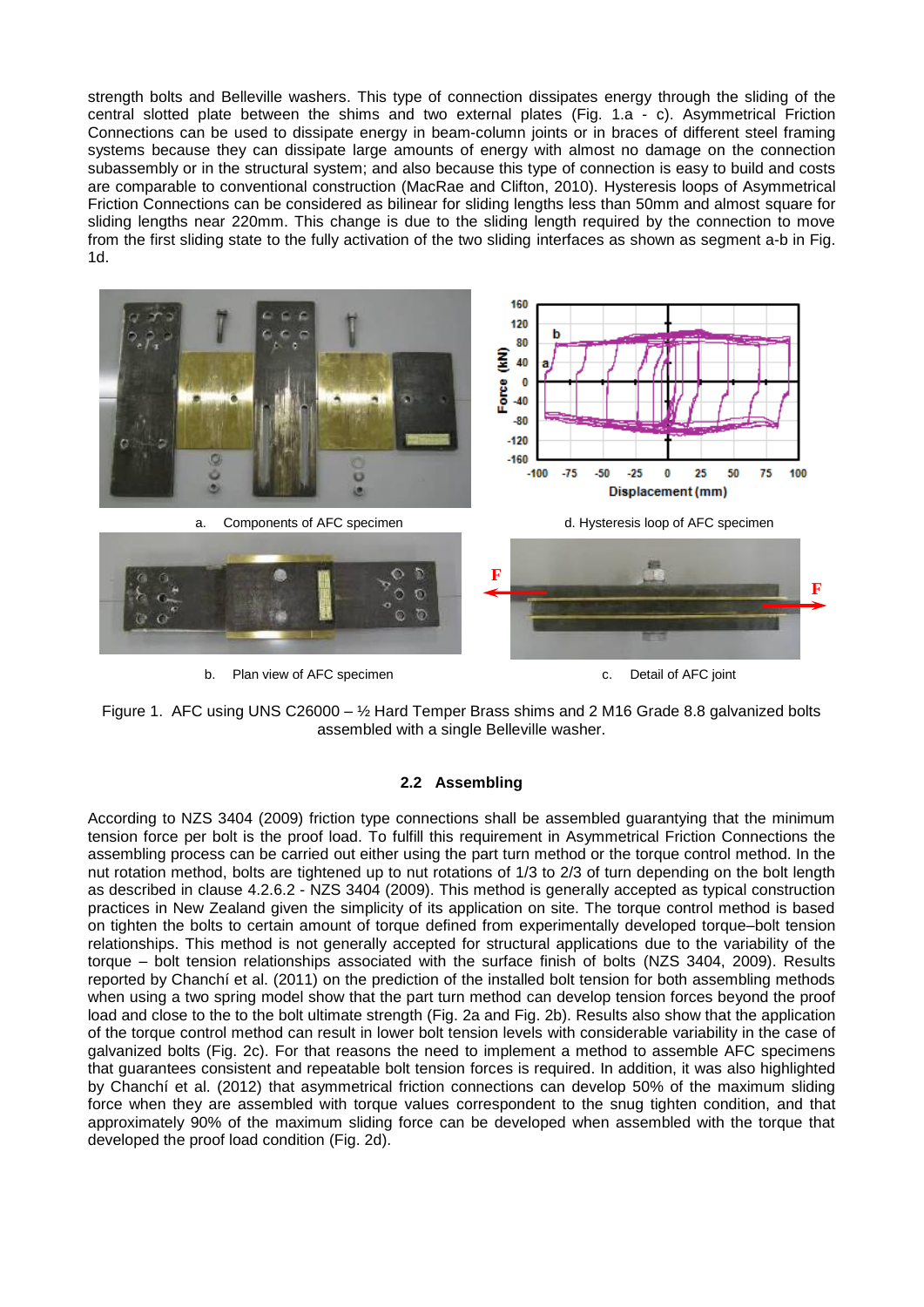strength bolts and Belleville washers. This type of connection dissipates energy through the sliding of the central slotted plate between the shims and two external plates (Fig. 1.a - c). Asymmetrical Friction Connections can be used to dissipate energy in beam-column joints or in braces of different steel framing systems because they can dissipate large amounts of energy with almost no damage on the connection subassembly or in the structural system; and also because this type of connection is easy to build and costs are comparable to conventional construction (MacRae and Clifton, 2010). Hysteresis loops of Asymmetrical Friction Connections can be considered as bilinear for sliding lengths less than 50mm and almost square for sliding lengths near 220mm. This change is due to the sliding length required by the connection to move from the first sliding state to the fully activation of the two sliding interfaces as shown as segment a-b in Fig. 1d.

a. Components of AFC specimen

d. Hysteresis loop of AFC specimen

b. Plan view of AFC specimen

c. Detail of AFC joint

Figure 1. AFC using UNS C26000 – ½ Hard Temper Brass shims and 2 M16 Grade 8.8 galvanized bolts assembled with a single Belleville washer.

### 2.2 Assembling

According to NZS 3404 (2009) friction type connections shall be assembled guarantying that the minimum tension force per bolt is the proof load. To fulfill this requirement in Asymmetrical Friction Connections the assembling process can be carried out either using the part turn method or the torque control method. In the nut rotation method, bolts are tightened up to nut rotations of 1/3 to 2/3 of turn depending on the bolt length as described in clause 4.2.6.2 - NZS 3404 (2009). This method is generally accepted as typical construction practices in New Zealand given the simplicity of its application on site. The torque control method is based on tighten the bolts to certain amount of torque defined from experimentally developed torque–bolt tension relationships. This method is not generally accepted for structural applications due to the variability of the torque – bolt tension relationships associated with the surface finish of bolts (NZS 3404, 2009). Results reported by Chanchí et al. (2011) on the prediction of the installed bolt tension for both assembling methods when using a two spring model show that the part turn method can develop tension forces beyond the proof load and close to the to the bolt ultimate strength (Fig. 2a and Fig. 2b). Results also show that the application of the torque control method can result in lower bolt tension levels with considerable variability in the case of galvanized bolts (Fig. 2c). For that reasons the need to implement a method to assemble AFC specimens that guarantees consistent and repeatable bolt tension forces is required. In addition, it was also highlighted by Chanchí et al. (2012) that asymmetrical friction connections can develop 50% of the maximum sliding force when they are assembled with torque values correspondent to the snug tighten condition, and that approximately 90% of the maximum sliding force can be developed when assembled with the torque that developed the proof load condition (Fig. 2d).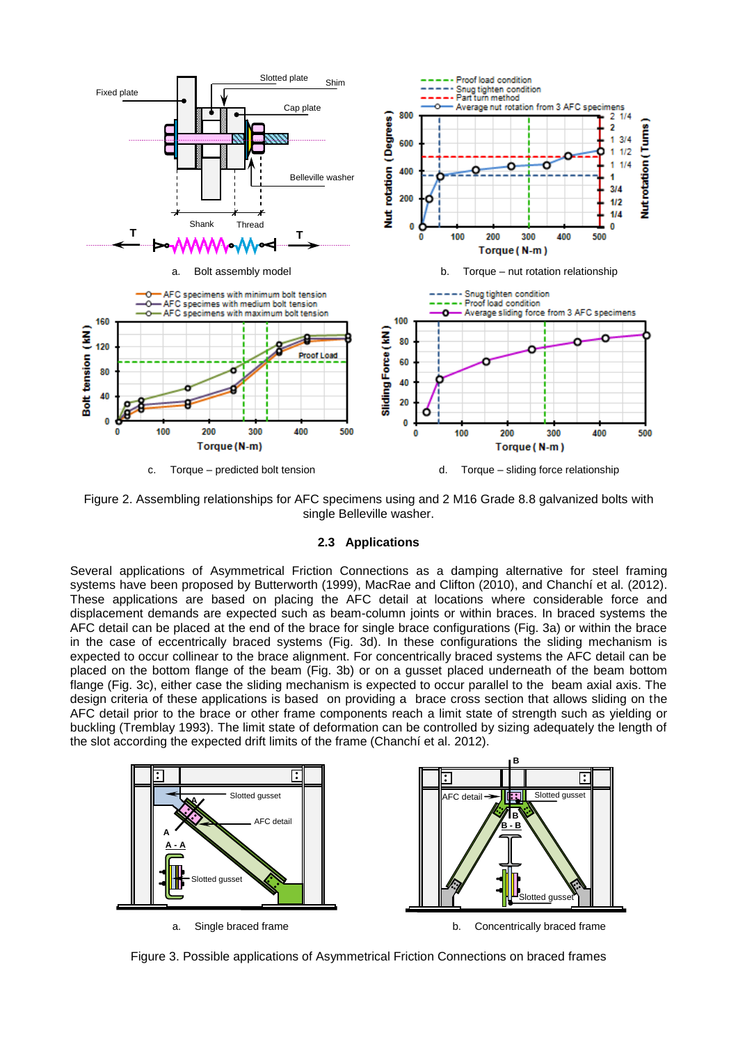a. Bolt assembly model

b. Torque – nut rotation relationship

c. Torque – predicted bolt tension

d. Torque – sliding force relationship

Figure 2. Assembling relationships for AFC specimens using and 2 M16 Grade 8.8 galvanized bolts with single Belleville washer.

### 2.3 Applications

Several applications of Asymmetrical Friction Connections as a damping alternative for steel framing systems have been proposed by Butterworth (1999), MacRae and Clifton (2010), and Chanchí et al. (2012). These applications are based on placing the AFC detail at locations where considerable force and displacement demands are expected such as beam-column joints or within braces. In braced systems the AFC detail can be placed at the end of the brace for single brace configurations (Fig. 3a) or within the brace in the case of eccentrically braced systems (Fig. 3d). In these configurations the sliding mechanism is expected to occur collinear to the brace alignment. For concentrically braced systems the AFC detail can be placed on the bottom flange of the beam (Fig. 3b) or on a gusset placed underneath of the beam bottom flange (Fig. 3c), either case the sliding mechanism is expected to occur parallel to the beam axial axis. The design criteria of these applications is based on providing a brace cross section that allows sliding on the AFC detail prior to the brace or other frame components reach a limit state of strength such as yielding or buckling (Tremblay 1993). The limit state of deformation can be controlled by sizing adequately the length of the slot according the expected drift limits of the frame (Chanchí et al. 2012).

a. Single braced frame

b. Concentrically braced frame

Figure 3. Possible applications of Asymmetrical Friction Connections on braced frames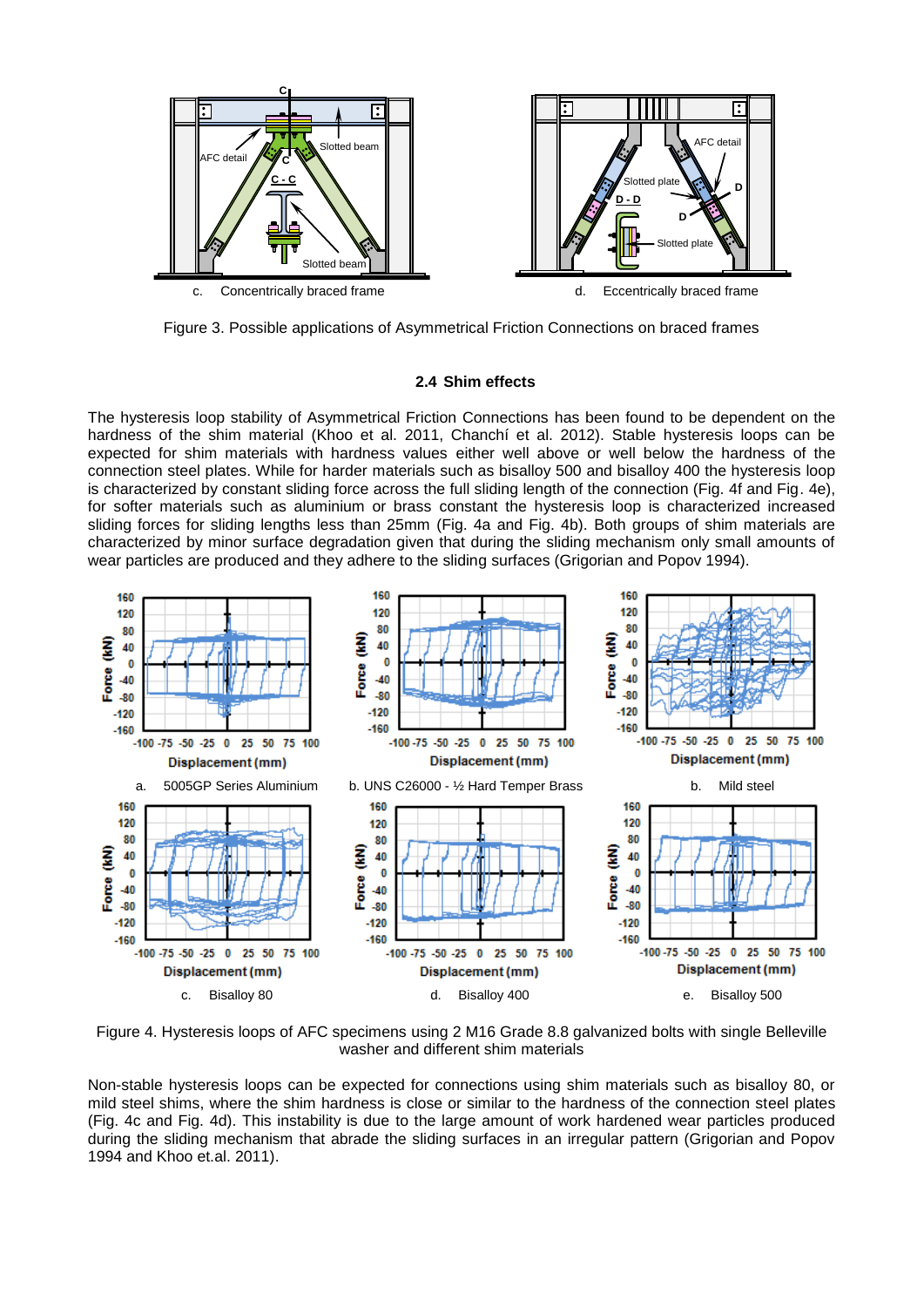c. Concentrically braced frame

d. Eccentrically braced frame

Figure 3. Possible applications of Asymmetrical Friction Connections on braced frames

### 2.4 Shim effects

The hysteresis loop stability of Asymmetrical Friction Connections has been found to be dependent on the hardness of the shim material (Khoo et al. 2011, Chanchí et al. 2012). Stable hysteresis loops can be expected for shim materials with hardness values either well above or well below the hardness of the connection steel plates. While for harder materials such as bisalloy 500 and bisalloy 400 the hysteresis loop is characterized by constant sliding force across the full sliding length of the connection (Fig. 4f and Fig. 4e), for softer materials such as aluminium or brass constant the hysteresis loop is characterized increased sliding forces for sliding lengths less than 25mm (Fig. 4a and Fig. 4b). Both groups of shim materials are characterized by minor surface degradation given that during the sliding mechanism only small amounts of wear particles are produced and they adhere to the sliding surfaces (Grigorian and Popov 1994).

a. 5005GP Series Aluminium

b. UNS C26000 - ½ Hard Temper Brass

b. Mild steel

c. Bisalloy 80

d. Bisalloy 400

e. Bisalloy 500

Figure 4. Hysteresis loops of AFC specimens using 2 M16 Grade 8.8 galvanized bolts with single Belleville washer and different shim materials

Non-stable hysteresis loops can be expected for connections using shim materials such as bisalloy 80, or mild steel shims, where the shim hardness is close or similar to the hardness of the connection steel plates (Fig. 4c and Fig. 4d). This instability is due to the large amount of work hardened wear particles produced during the sliding mechanism that abrade the sliding surfaces in an irregular pattern (Grigorian and Popov 1994 and Khoo et.al. 2011).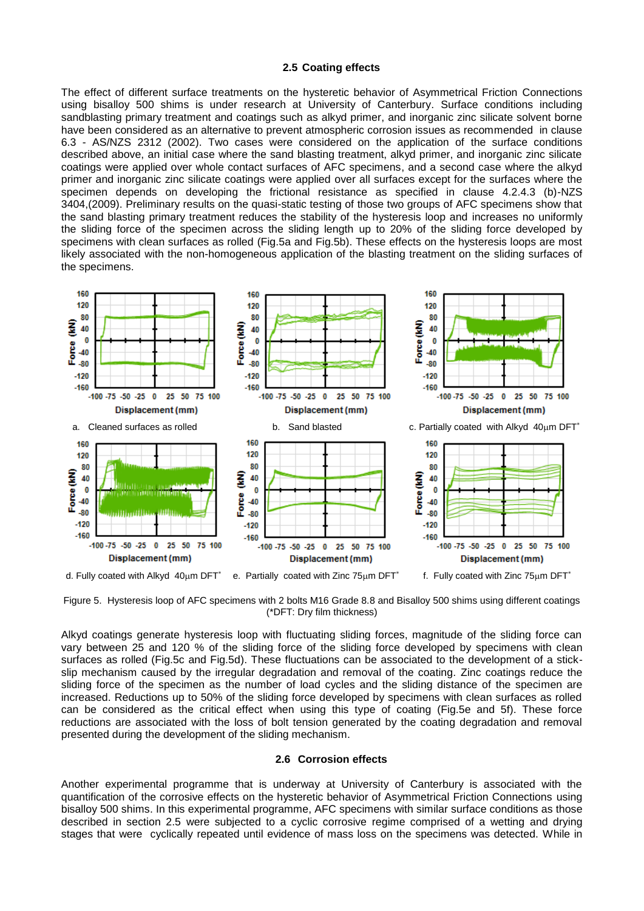### 2.5 Coating effects

The effect of different surface treatments on the hysteretic behavior of Asymmetrical Friction Connections using bisalloy 500 shims is under research at University of Canterbury. Surface conditions including sandblasting primary treatment and coatings such as alkyd primer, and inorganic zinc silicate solvent borne have been considered as an alternative to prevent atmospheric corrosion issues as recommended in clause 6.3 - AS/NZS 2312 (2002). Two cases were considered on the application of the surface conditions described above, an initial case where the sand blasting treatment, alkyd primer, and inorganic zinc silicate coatings were applied over whole contact surfaces of AFC specimens, and a second case where the alkyd primer and inorganic zinc silicate coatings were applied over all surfaces except for the surfaces where the specimen depends on developing the frictional resistance as specified in clause 4.2.4.3 (b)-NZS 3404,(2009). Preliminary results on the quasi-static testing of those two groups of AFC specimens show that the sand blasting primary treatment reduces the stability of the hysteresis loop and increases no uniformly the sliding force of the specimen across the sliding length up to 20% of the sliding force developed by specimens with clean surfaces as rolled (Fig.5a and Fig.5b). These effects on the hysteresis loops are most likely associated with the non-homogeneous application of the blasting treatment on the sliding surfaces of the specimens.

a. Cleaned surfaces as rolled

b. Sand blasted

c. Partially coated with Alkyd 40μm DFT*

d. Fully coated with Alkyd 40μm DFT*

e. Partially coated with Zinc 75μm DFT*

f. Fully coated with Zinc 75μm DFT*

Figure 5. Hysteresis loop of AFC specimens with 2 bolts M16 Grade 8.8 and Bisalloy 500 shims using different coatings (*DFT: Dry film thickness)

Alkyd coatings generate hysteresis loop with fluctuating sliding forces, magnitude of the sliding force can vary between 25 and 120 % of the sliding force of the sliding force developed by specimens with clean surfaces as rolled (Fig.5c and Fig.5d). These fluctuations can be associated to the development of a stick-slip mechanism caused by the irregular degradation and removal of the coating. Zinc coatings reduce the sliding force of the specimen as the number of load cycles and the sliding distance of the specimen are increased. Reductions up to 50% of the sliding force developed by specimens with clean surfaces as rolled can be considered as the critical effect when using this type of coating (Fig.5e and 5f). These force reductions are associated with the loss of bolt tension generated by the coating degradation and removal presented during the development of the sliding mechanism.

### 2.6 Corrosion effects

Another experimental programme that is underway at University of Canterbury is associated with the quantification of the corrosive effects on the hysteretic behavior of Asymmetrical Friction Connections using bisalloy 500 shims. In this experimental programme, AFC specimens with similar surface conditions as those described in section 2.5 were subjected to a cyclic corrosive regime comprised of a wetting and drying stages that were cyclically repeated until evidence of mass loss on the specimens was detected. While in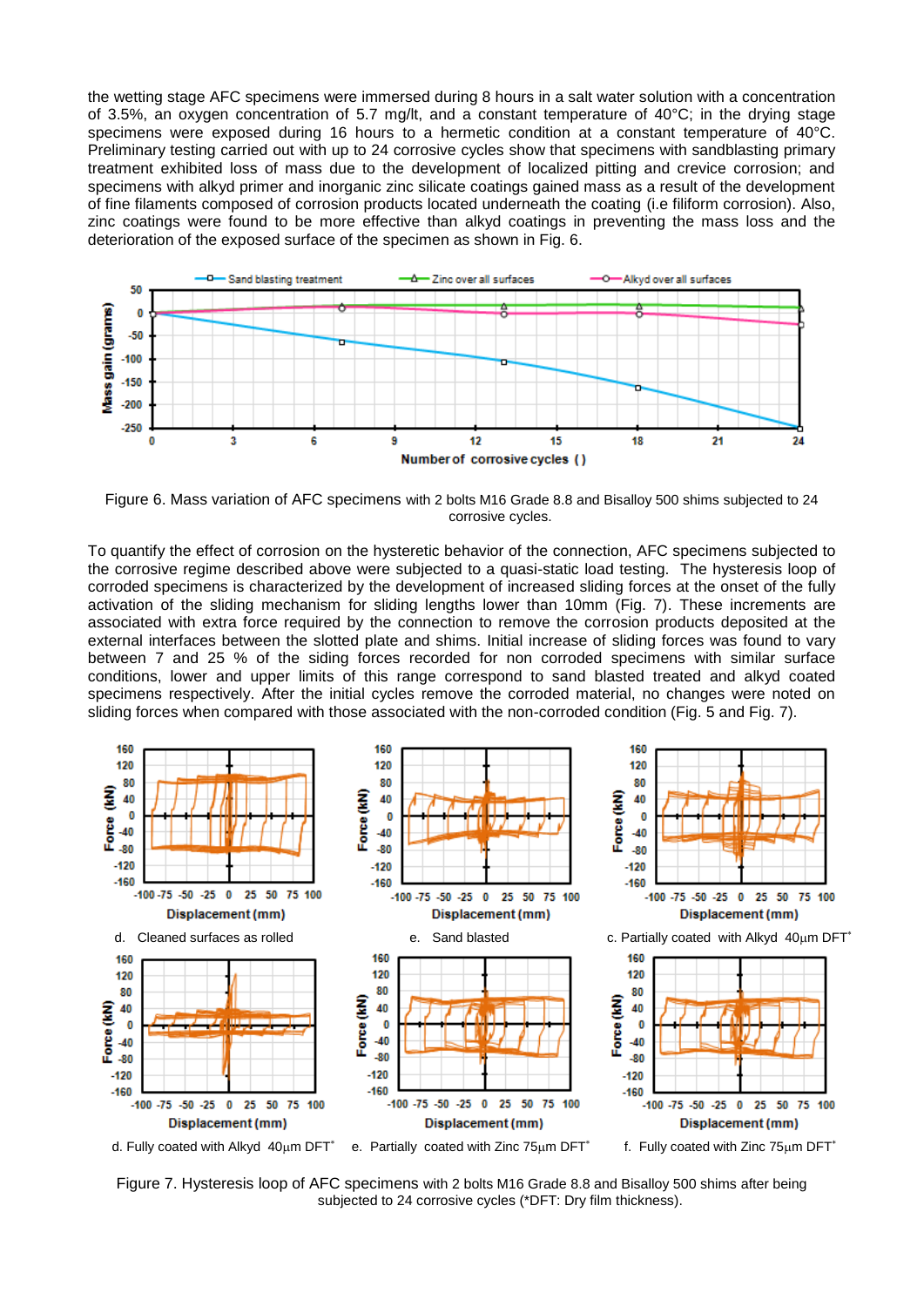the wetting stage AFC specimens were immersed during 8 hours in a salt water solution with a concentration of 3.5%, an oxygen concentration of 5.7 mg/lt, and a constant temperature of 40°C; in the drying stage specimens were exposed during 16 hours to a hermetic condition at a constant temperature of 40°C. Preliminary testing carried out with up to 24 corrosive cycles show that specimens with sandblasting primary treatment exhibited loss of mass due to the development of localized pitting and crevice corrosion; and specimens with alkyd primer and inorganic zinc silicate coatings gained mass as a result of the development of fine filaments composed of corrosion products located underneath the coating (i.e filiform corrosion). Also, zinc coatings were found to be more effective than alkyd coatings in preventing the mass loss and the deterioration of the exposed surface of the specimen as shown in Fig. 6.

Figure 6. Mass variation of AFC specimens with 2 bolts M16 Grade 8.8 and Bisalloy 500 shims subjected to 24 corrosive cycles.

To quantify the effect of corrosion on the hysteretic behavior of the connection, AFC specimens subjected to the corrosive regime described above were subjected to a quasi-static load testing. The hysteresis loop of corroded specimens is characterized by the development of increased sliding forces at the onset of the fully activation of the sliding mechanism for sliding lengths lower than 10mm (Fig. 7). These increments are associated with extra force required by the connection to remove the corrosion products deposited at the external interfaces between the slotted plate and shims. Initial increase of sliding forces was found to vary between 7 and 25 % of the siding forces recorded for non corroded specimens with similar surface conditions, lower and upper limits of this range correspond to sand blasted treated and alkyd coated specimens respectively. After the initial cycles remove the corroded material, no changes were noted on sliding forces when compared with those associated with the non-corroded condition (Fig. 5 and Fig. 7).

d. Cleaned surfaces as rolled
e. Sand blasted
c. Partially coated with Alkyd 40µm DFT*
d. Fully coated with Alkyd 40µm DFT*
e. Partially coated with Zinc 75µm DFT*
f. Fully coated with Zinc 75µm DFT*

Figure 7. Hysteresis loop of AFC specimens with 2 bolts M16 Grade 8.8 and Bisalloy 500 shims after being subjected to 24 corrosive cycles (*DFT: Dry film thickness).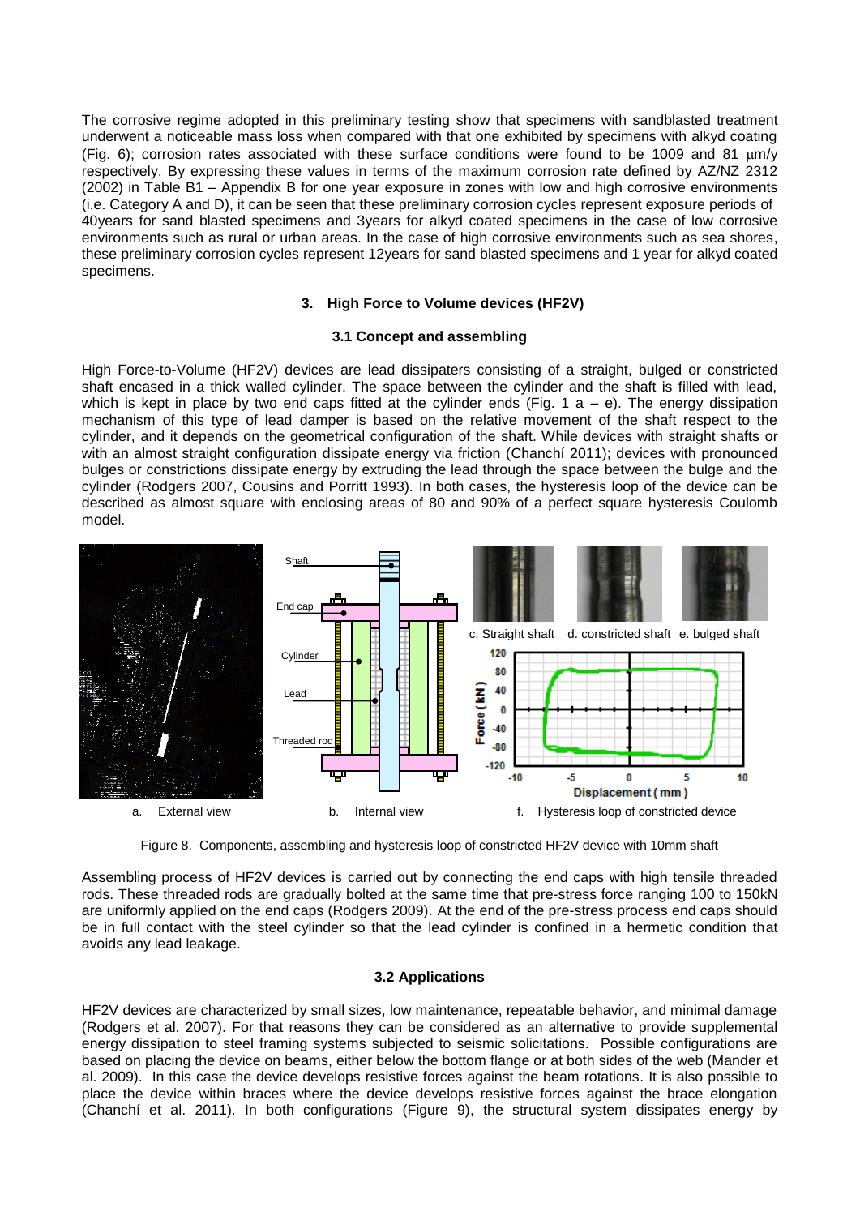The corrosive regime adopted in this preliminary testing show that specimens with sandblasted treatment underwent a noticeable mass loss when compared with that one exhibited by specimens with alkyd coating (Fig. 6); corrosion rates associated with these surface conditions were found to be 1009 and 81 μm/y respectively. By expressing these values in terms of the maximum corrosion rate defined by AZ/NZ 2312 (2002) in Table B1 – Appendix B for one year exposure in zones with low and high corrosive environments (i.e. Category A and D), it can be seen that these preliminary corrosion cycles represent exposure periods of 40years for sand blasted specimens and 3years for alkyd coated specimens in the case of low corrosive environments such as rural or urban areas. In the case of high corrosive environments such as sea shores, these preliminary corrosion cycles represent 12years for sand blasted specimens and 1 year for alkyd coated specimens.

## 3. High Force to Volume devices (HF2V)

### 3.1 Concept and assembling

High Force-to-Volume (HF2V) devices are lead dissipaters consisting of a straight, bulged or constricted shaft encased in a thick walled cylinder. The space between the cylinder and the shaft is filled with lead, which is kept in place by two end caps fitted at the cylinder ends (Fig. 1 a – e). The energy dissipation mechanism of this type of lead damper is based on the relative movement of the shaft respect to the cylinder, and it depends on the geometrical configuration of the shaft. While devices with straight shafts or with an almost straight configuration dissipate energy via friction (Chanchí 2011); devices with pronounced bulges or constrictions dissipate energy by extruding the lead through the space between the bulge and the cylinder (Rodgers 2007, Cousins and Porritt 1993). In both cases, the hysteresis loop of the device can be described as almost square with enclosing areas of 80 and 90% of a perfect square hysteresis Coulomb model.

a. External view b. Internal view c. Straight shaft d. constricted shaft e. bulged shaft f. Hysteresis loop of constricted device

Figure 8. Components, assembling and hysteresis loop of constricted HF2V device with 10mm shaft

Assembling process of HF2V devices is carried out by connecting the end caps with high tensile threaded rods. These threaded rods are gradually bolted at the same time that pre-stress force ranging 100 to 150kN are uniformly applied on the end caps (Rodgers 2009). At the end of the pre-stress process end caps should be in full contact with the steel cylinder so that the lead cylinder is confined in a hermetic condition that avoids any lead leakage.

### 3.2 Applications

HF2V devices are characterized by small sizes, low maintenance, repeatable behavior, and minimal damage (Rodgers et al. 2007). For that reasons they can be considered as an alternative to provide supplemental energy dissipation to steel framing systems subjected to seismic solicitations. Possible configurations are based on placing the device on beams, either below the bottom flange or at both sides of the web (Mander et al. 2009). In this case the device develops resistive forces against the beam rotations. It is also possible to place the device within braces where the device develops resistive forces against the brace elongation (Chanchí et al. 2011). In both configurations (Figure 9), the structural system dissipates energy by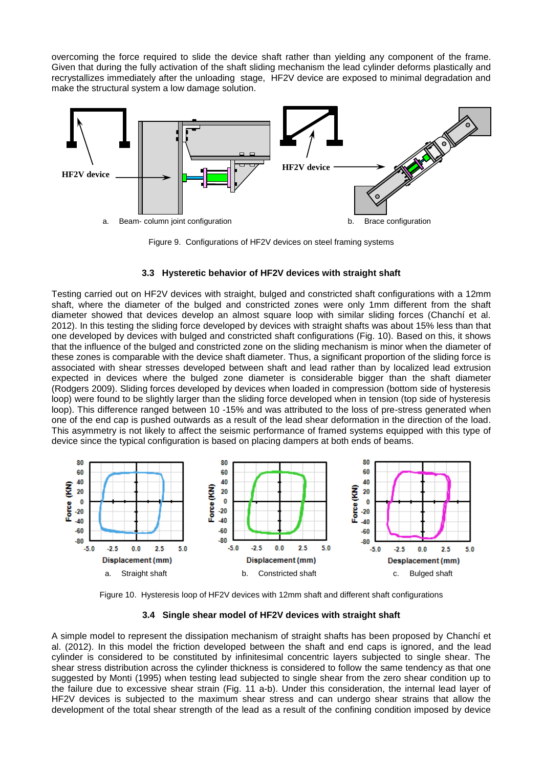overcoming the force required to slide the device shaft rather than yielding any component of the frame. Given that during the fully activation of the shaft sliding mechanism the lead cylinder deforms plastically and recrystallizes immediately after the unloading stage, HF2V device are exposed to minimal degradation and make the structural system a low damage solution.

a. Beam- column joint configuration

b. Brace configuration

Figure 9. Configurations of HF2V devices on steel framing systems

### 3.3 Hysteretic behavior of HF2V devices with straight shaft

Testing carried out on HF2V devices with straight, bulged and constricted shaft configurations with a 12mm shaft, where the diameter of the bulged and constricted zones were only 1mm different from the shaft diameter showed that devices develop an almost square loop with similar sliding forces (Chanchí et al. 2012). In this testing the sliding force developed by devices with straight shafts was about 15% less than that one developed by devices with bulged and constricted shaft configurations (Fig. 10). Based on this, it shows that the influence of the bulged and constricted zone on the sliding mechanism is minor when the diameter of these zones is comparable with the device shaft diameter. Thus, a significant proportion of the sliding force is associated with shear stresses developed between shaft and lead rather than by localized lead extrusion expected in devices where the bulged zone diameter is considerable bigger than the shaft diameter (Rodgers 2009). Sliding forces developed by devices when loaded in compression (bottom side of hysteresis loop) were found to be slightly larger than the sliding force developed when in tension (top side of hysteresis loop). This difference ranged between 10 -15% and was attributed to the loss of pre-stress generated when one of the end cap is pushed outwards as a result of the lead shear deformation in the direction of the load. This asymmetry is not likely to affect the seismic performance of framed systems equipped with this type of device since the typical configuration is based on placing dampers at both ends of beams.

a. Straight shaft

b. Constricted shaft

c. Bulged shaft

Figure 10. Hysteresis loop of HF2V devices with 12mm shaft and different shaft configurations

### 3.4 Single shear model of HF2V devices with straight shaft

A simple model to represent the dissipation mechanism of straight shafts has been proposed by Chanchí et al. (2012). In this model the friction developed between the shaft and end caps is ignored, and the lead cylinder is considered to be constituted by infinitesimal concentric layers subjected to single shear. The shear stress distribution across the cylinder thickness is considered to follow the same tendency as that one suggested by Monti (1995) when testing lead subjected to single shear from the zero shear condition up to the failure due to excessive shear strain (Fig. 11 a-b). Under this consideration, the internal lead layer of HF2V devices is subjected to the maximum shear stress and can undergo shear strains that allow the development of the total shear strength of the lead as a result of the confining condition imposed by device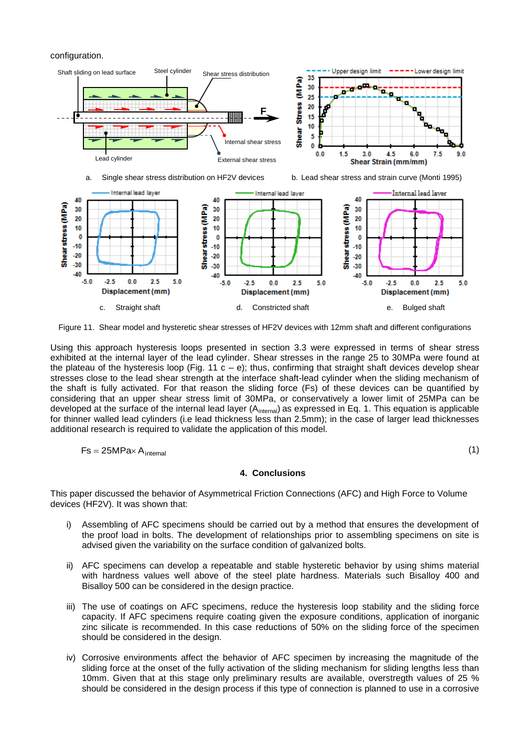configuration.

a. Single shear stress distribution on HF2V devices

b. Lead shear stress and strain curve (Monti 1995)

c. Straight shaft

d. Constricted shaft

e. Bulged shaft

Figure 11. Shear model and hysteretic shear stresses of HF2V devices with 12mm shaft and different configurations

Using this approach hysteresis loops presented in section 3.3 were expressed in terms of shear stress exhibited at the internal layer of the lead cylinder. Shear stresses in the range 25 to 30MPa were found at the plateau of the hysteresis loop (Fig. 11 c – e); thus, confirming that straight shaft devices develop shear stresses close to the lead shear strength at the interface shaft-lead cylinder when the sliding mechanism of the shaft is fully activated. For that reason the sliding force (Fs) of these devices can be quantified by considering that an upper shear stress limit of 30MPa, or conservatively a lower limit of 25MPa can be developed at the surface of the internal lead layer ($A_{internal}$) as expressed in Eq. 1. This equation is applicable for thinner walled lead cylinders (i.e lead thickness less than 2.5mm); in the case of larger lead thicknesses additional research is required to validate the application of this model.

$$Fs = 25MPa \times A_{internal} \quad (1)$$

## 4. Conclusions

This paper discussed the behavior of Asymmetrical Friction Connections (AFC) and High Force to Volume devices (HF2V). It was shown that:

i) Assembling of AFC specimens should be carried out by a method that ensures the development of the proof load in bolts. The development of relationships prior to assembling specimens on site is advised given the variability on the surface condition of galvanized bolts.

ii) AFC specimens can develop a repeatable and stable hysteretic behavior by using shims material with hardness values well above of the steel plate hardness. Materials such Bisalloy 400 and Bisalloy 500 can be considered in the design practice.

iii) The use of coatings on AFC specimens, reduce the hysteresis loop stability and the sliding force capacity. If AFC specimens require coating given the exposure conditions, application of inorganic zinc silicate is recommended. In this case reductions of 50% on the sliding force of the specimen should be considered in the design.

iv) Corrosive environments affect the behavior of AFC specimen by increasing the magnitude of the sliding force at the onset of the fully activation of the sliding mechanism for sliding lengths less than 10mm. Given that at this stage only preliminary results are available, overstregth values of 25 % should be considered in the design process if this type of connection is planned to use in a corrosive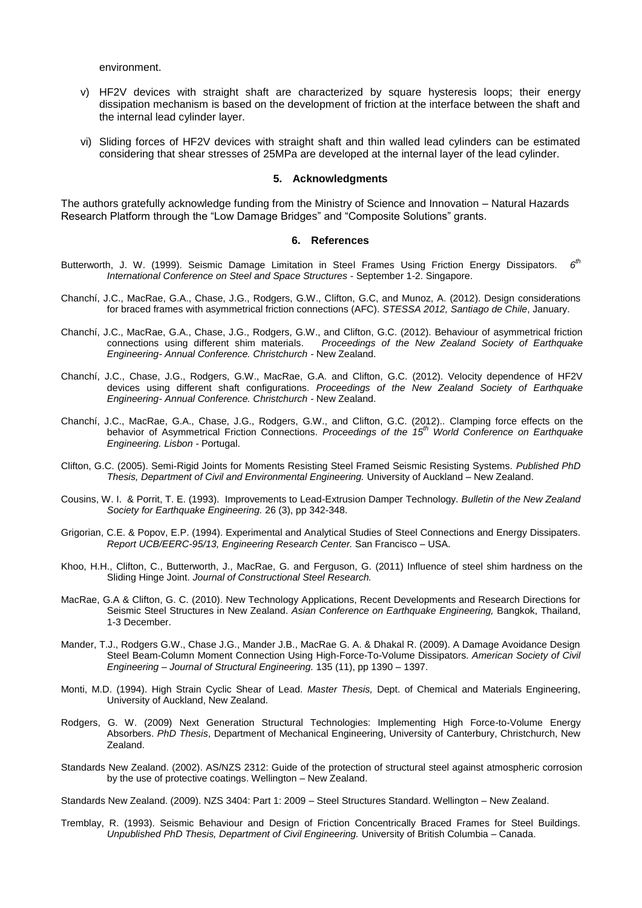environment.

v) HF2V devices with straight shaft are characterized by square hysteresis loops; their energy dissipation mechanism is based on the development of friction at the interface between the shaft and the internal lead cylinder layer.

vi) Sliding forces of HF2V devices with straight shaft and thin walled lead cylinders can be estimated considering that shear stresses of 25MPa are developed at the internal layer of the lead cylinder.

## 5. Acknowledgments

The authors gratefully acknowledge funding from the Ministry of Science and Innovation – Natural Hazards Research Platform through the "Low Damage Bridges" and "Composite Solutions" grants.

## 6. References

Butterworth, J. W. (1999). Seismic Damage Limitation in Steel Frames Using Friction Energy Dissipators. *6th International Conference on Steel and Space Structures* - September 1-2. Singapore.

Chanchí, J.C., MacRae, G.A., Chase, J.G., Rodgers, G.W., Clifton, G.C, and Munoz, A. (2012). Design considerations for braced frames with asymmetrical friction connections (AFC). *STESSA 2012, Santiago de Chile*, January.

Chanchí, J.C., MacRae, G.A., Chase, J.G., Rodgers, G.W., and Clifton, G.C. (2012). Behaviour of asymmetrical friction connections using different shim materials. *Proceedings of the New Zealand Society of Earthquake Engineering- Annual Conference. Christchurch* - New Zealand.

Chanchí, J.C., Chase, J.G., Rodgers, G.W., MacRae, G.A. and Clifton, G.C. (2012). Velocity dependence of HF2V devices using different shaft configurations. *Proceedings of the New Zealand Society of Earthquake Engineering- Annual Conference. Christchurch* - New Zealand.

Chanchí, J.C., MacRae, G.A., Chase, J.G., Rodgers, G.W., and Clifton, G.C. (2012).. Clamping force effects on the behavior of Asymmetrical Friction Connections. *Proceedings of the 15th World Conference on Earthquake Engineering. Lisbon* - Portugal.

Clifton, G.C. (2005). Semi-Rigid Joints for Moments Resisting Steel Framed Seismic Resisting Systems. *Published PhD Thesis, Department of Civil and Environmental Engineering.* University of Auckland – New Zealand.

Cousins, W. I. & Porrit, T. E. (1993). Improvements to Lead-Extrusion Damper Technology. *Bulletin of the New Zealand Society for Earthquake Engineering.* 26 (3), pp 342-348.

Grigorian, C.E. & Popov, E.P. (1994). Experimental and Analytical Studies of Steel Connections and Energy Dissipaters. *Report UCB/EERC-95/13, Engineering Research Center.* San Francisco – USA.

Khoo, H.H., Clifton, C., Butterworth, J., MacRae, G. and Ferguson, G. (2011) Influence of steel shim hardness on the Sliding Hinge Joint. *Journal of Constructional Steel Research.*

MacRae, G.A & Clifton, G. C. (2010). New Technology Applications, Recent Developments and Research Directions for Seismic Steel Structures in New Zealand. *Asian Conference on Earthquake Engineering,* Bangkok, Thailand, 1-3 December.

Mander, T.J., Rodgers G.W., Chase J.G., Mander J.B., MacRae G. A. & Dhakal R. (2009). A Damage Avoidance Design Steel Beam-Column Moment Connection Using High-Force-To-Volume Dissipators. *American Society of Civil Engineering – Journal of Structural Engineering.* 135 (11), pp 1390 – 1397.

Monti, M.D. (1994). High Strain Cyclic Shear of Lead. *Master Thesis,* Dept. of Chemical and Materials Engineering, University of Auckland, New Zealand.

Rodgers, G. W. (2009) Next Generation Structural Technologies: Implementing High Force-to-Volume Energy Absorbers. *PhD Thesis*, Department of Mechanical Engineering, University of Canterbury, Christchurch, New Zealand.

Standards New Zealand. (2002). AS/NZS 2312: Guide of the protection of structural steel against atmospheric corrosion by the use of protective coatings. Wellington – New Zealand.

Standards New Zealand. (2009). NZS 3404: Part 1: 2009 – Steel Structures Standard. Wellington – New Zealand.

Tremblay, R. (1993). Seismic Behaviour and Design of Friction Concentrically Braced Frames for Steel Buildings. *Unpublished PhD Thesis, Department of Civil Engineering.* University of British Columbia – Canada.